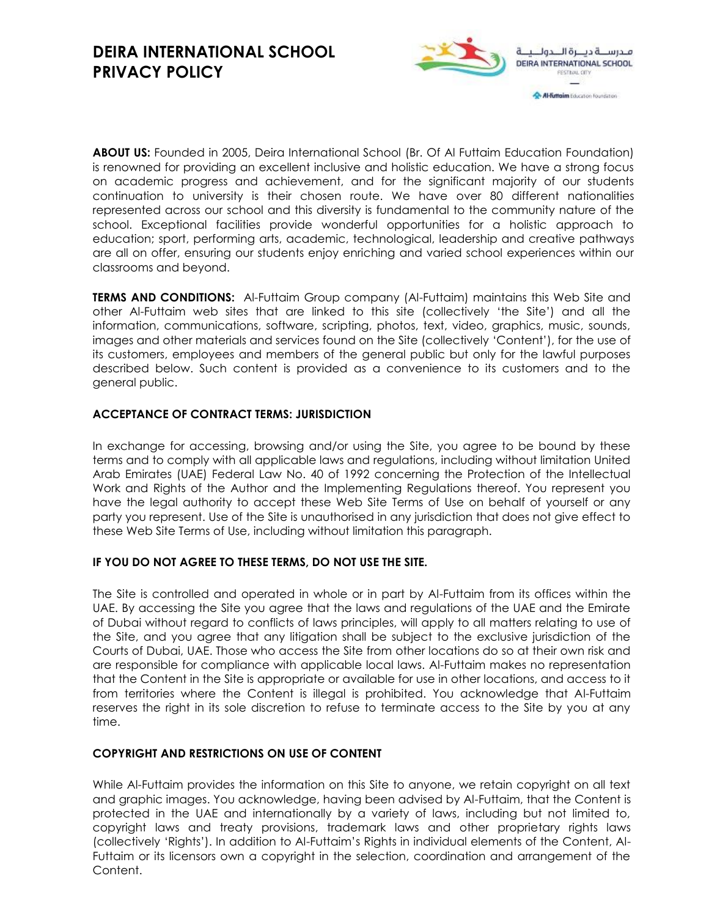# DEIRA INTERNATIONAL SCHOOL PRIVACY POLICY

**ABOUT US:** Founded in 2005, Deira International School (Br. Of Al Futtaim Education Foundation) is renowned for providing an excellent inclusive and holistic education. We have a strong focus on academic progress and achievement, and for the significant majority of our students continuation to university is their chosen route. We have over 80 different nationalities represented across our school and this diversity is fundamental to the community nature of the school. Exceptional facilities provide wonderful opportunities for a holistic approach to education; sport, performing arts, academic, technological, leadership and creative pathways are all on offer, ensuring our students enjoy enriching and varied school experiences within our classrooms and beyond.

**TERMS AND CONDITIONS:** Al-Futtaim Group company (Al-Futtaim) maintains this Web Site and other Al-Futtaim web sites that are linked to this site (collectively 'the Site') and all the information, communications, software, scripting, photos, text, video, graphics, music, sounds, images and other materials and services found on the Site (collectively 'Content'), for the use of its customers, employees and members of the general public but only for the lawful purposes described below. Such content is provided as a convenience to its customers and to the general public.

## ACCEPTANCE OF CONTRACT TERMS: JURISDICTION

In exchange for accessing, browsing and/or using the Site, you agree to be bound by these terms and to comply with all applicable laws and regulations, including without limitation United Arab Emirates (UAE) Federal Law No. 40 of 1992 concerning the Protection of the Intellectual Work and Rights of the Author and the Implementing Regulations thereof. You represent you have the legal authority to accept these Web Site Terms of Use on behalf of yourself or any party you represent. Use of the Site is unauthorised in any jurisdiction that does not give effect to these Web Site Terms of Use, including without limitation this paragraph.

## IF YOU DO NOT AGREE TO THESE TERMS, DO NOT USE THE SITE.

The Site is controlled and operated in whole or in part by Al-Futtaim from its offices within the UAE. By accessing the Site you agree that the laws and regulations of the UAE and the Emirate of Dubai without regard to conflicts of laws principles, will apply to all matters relating to use of the Site, and you agree that any litigation shall be subject to the exclusive jurisdiction of the Courts of Dubai, UAE. Those who access the Site from other locations do so at their own risk and are responsible for compliance with applicable local laws. Al-Futtaim makes no representation that the Content in the Site is appropriate or available for use in other locations, and access to it from territories where the Content is illegal is prohibited. You acknowledge that Al-Futtaim reserves the right in its sole discretion to refuse to terminate access to the Site by you at any time.

## COPYRIGHT AND RESTRICTIONS ON USE OF CONTENT

While Al-Futtaim provides the information on this Site to anyone, we retain copyright on all text and graphic images. You acknowledge, having been advised by Al-Futtaim, that the Content is protected in the UAE and internationally by a variety of laws, including but not limited to, copyright laws and treaty provisions, trademark laws and other proprietary rights laws (collectively 'Rights'). In addition to Al-Futtaim's Rights in individual elements of the Content, Al-Futtaim or its licensors own a copyright in the selection, coordination and arrangement of the Content.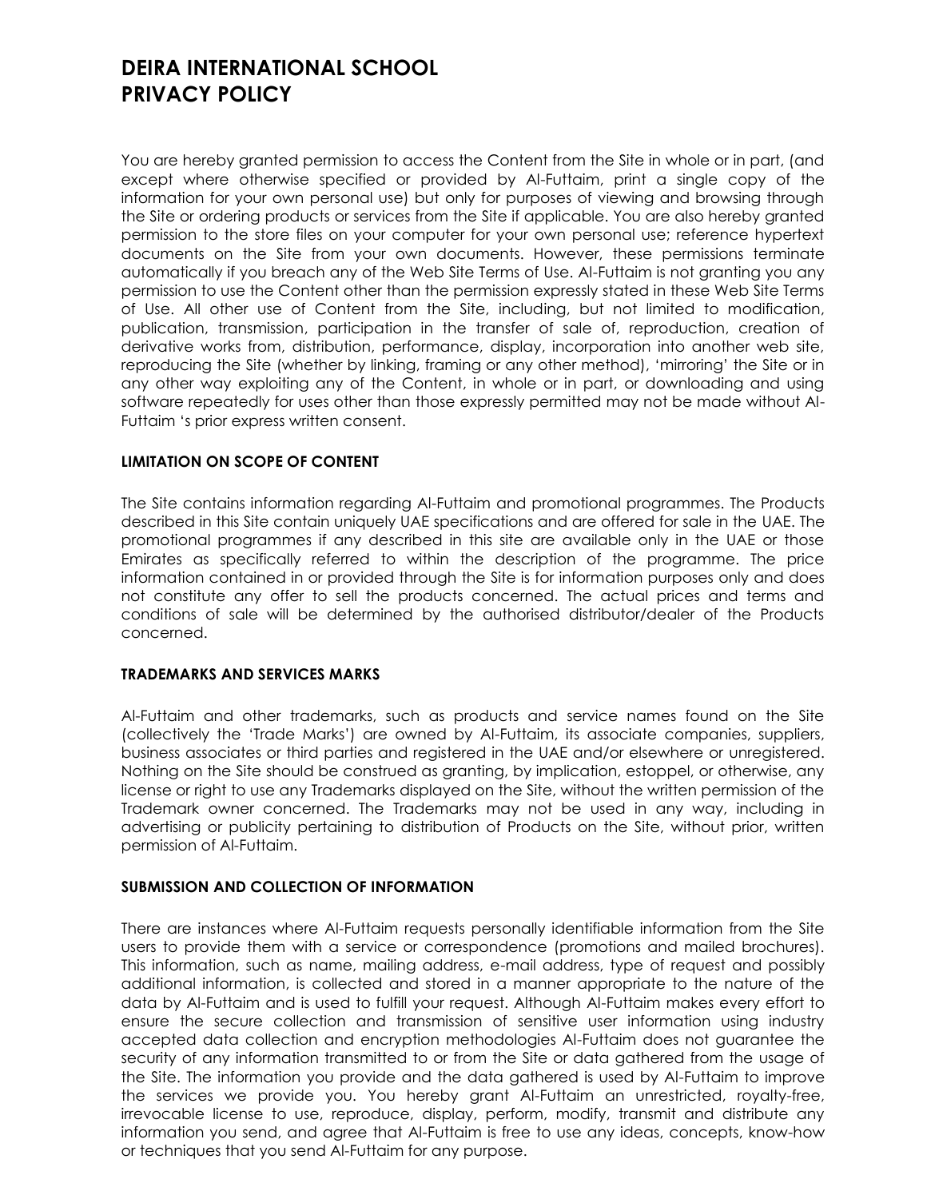# DEIRA INTERNATIONAL SCHOOL
# PRIVACY POLICY

You are hereby granted permission to access the Content from the Site in whole or in part, (and except where otherwise specified or provided by Al-Futtaim, print a single copy of the information for your own personal use) but only for purposes of viewing and browsing through the Site or ordering products or services from the Site if applicable. You are also hereby granted permission to the store files on your computer for your own personal use; reference hypertext documents on the Site from your own documents. However, these permissions terminate automatically if you breach any of the Web Site Terms of Use. Al-Futtaim is not granting you any permission to use the Content other than the permission expressly stated in these Web Site Terms of Use. All other use of Content from the Site, including, but not limited to modification, publication, transmission, participation in the transfer of sale of, reproduction, creation of derivative works from, distribution, performance, display, incorporation into another web site, reproducing the Site (whether by linking, framing or any other method), 'mirroring' the Site or in any other way exploiting any of the Content, in whole or in part, or downloading and using software repeatedly for uses other than those expressly permitted may not be made without Al-Futtaim 's prior express written consent.

#### LIMITATION ON SCOPE OF CONTENT

The Site contains information regarding Al-Futtaim and promotional programmes. The Products described in this Site contain uniquely UAE specifications and are offered for sale in the UAE. The promotional programmes if any described in this site are available only in the UAE or those Emirates as specifically referred to within the description of the programme. The price information contained in or provided through the Site is for information purposes only and does not constitute any offer to sell the products concerned. The actual prices and terms and conditions of sale will be determined by the authorised distributor/dealer of the Products concerned.

#### TRADEMARKS AND SERVICES MARKS

Al-Futtaim and other trademarks, such as products and service names found on the Site (collectively the 'Trade Marks') are owned by Al-Futtaim, its associate companies, suppliers, business associates or third parties and registered in the UAE and/or elsewhere or unregistered. Nothing on the Site should be construed as granting, by implication, estoppel, or otherwise, any license or right to use any Trademarks displayed on the Site, without the written permission of the Trademark owner concerned. The Trademarks may not be used in any way, including in advertising or publicity pertaining to distribution of Products on the Site, without prior, written permission of Al-Futtaim.

#### SUBMISSION AND COLLECTION OF INFORMATION

There are instances where Al-Futtaim requests personally identifiable information from the Site users to provide them with a service or correspondence (promotions and mailed brochures). This information, such as name, mailing address, e-mail address, type of request and possibly additional information, is collected and stored in a manner appropriate to the nature of the data by Al-Futtaim and is used to fulfill your request. Although Al-Futtaim makes every effort to ensure the secure collection and transmission of sensitive user information using industry accepted data collection and encryption methodologies Al-Futtaim does not guarantee the security of any information transmitted to or from the Site or data gathered from the usage of the Site. The information you provide and the data gathered is used by Al-Futtaim to improve the services we provide you. You hereby grant Al-Futtaim an unrestricted, royalty-free, irrevocable license to use, reproduce, display, perform, modify, transmit and distribute any information you send, and agree that Al-Futtaim is free to use any ideas, concepts, know-how or techniques that you send Al-Futtaim for any purpose.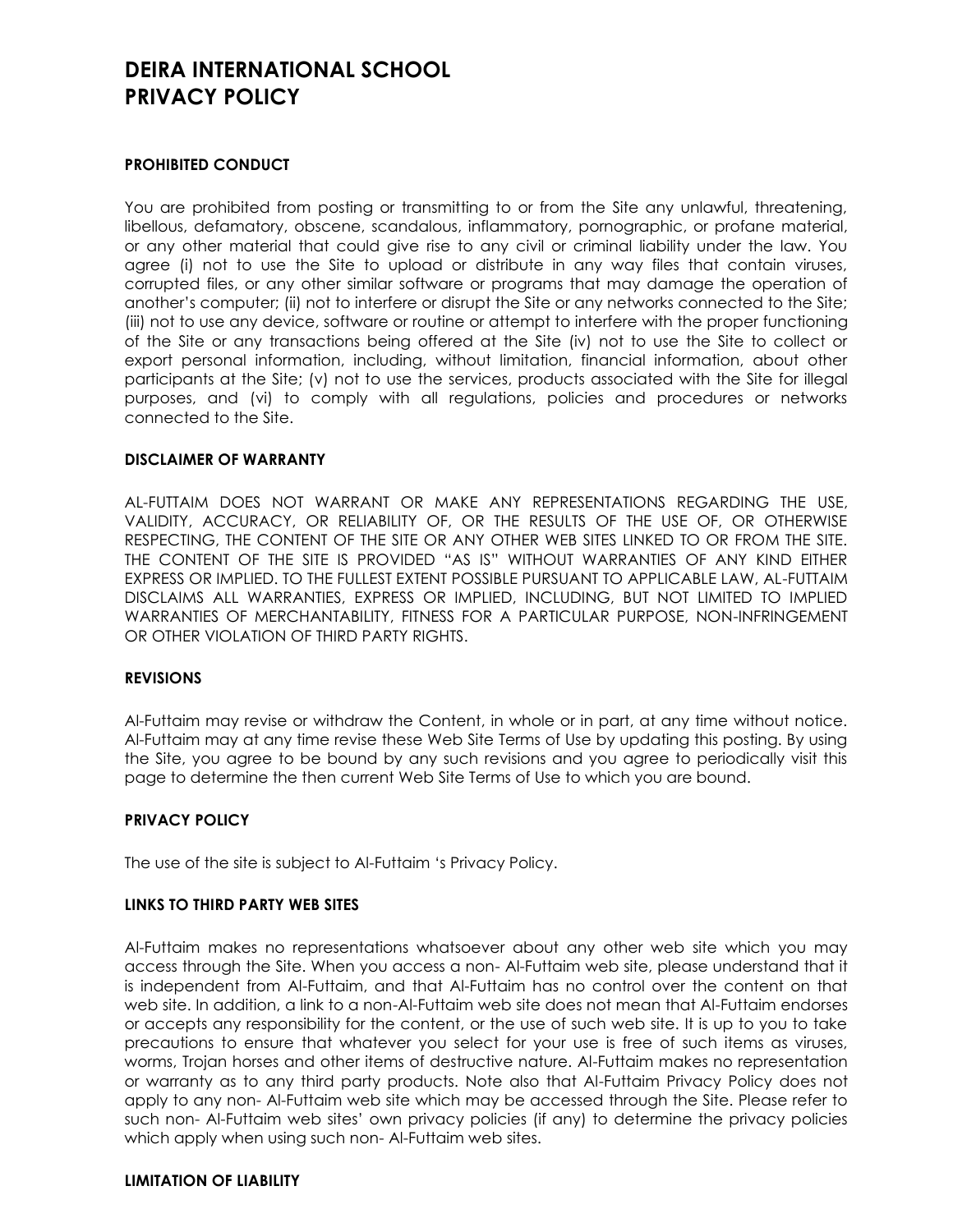# DEIRA INTERNATIONAL SCHOOL PRIVACY POLICY

### PROHIBITED CONDUCT

You are prohibited from posting or transmitting to or from the Site any unlawful, threatening, libellous, defamatory, obscene, scandalous, inflammatory, pornographic, or profane material, or any other material that could give rise to any civil or criminal liability under the law. You agree (i) not to use the Site to upload or distribute in any way files that contain viruses, corrupted files, or any other similar software or programs that may damage the operation of another's computer; (ii) not to interfere or disrupt the Site or any networks connected to the Site; (iii) not to use any device, software or routine or attempt to interfere with the proper functioning of the Site or any transactions being offered at the Site (iv) not to use the Site to collect or export personal information, including, without limitation, financial information, about other participants at the Site; (v) not to use the services, products associated with the Site for illegal purposes, and (vi) to comply with all regulations, policies and procedures or networks connected to the Site.

### DISCLAIMER OF WARRANTY

AL-FUTTAIM DOES NOT WARRANT OR MAKE ANY REPRESENTATIONS REGARDING THE USE, VALIDITY, ACCURACY, OR RELIABILITY OF, OR THE RESULTS OF THE USE OF, OR OTHERWISE RESPECTING, THE CONTENT OF THE SITE OR ANY OTHER WEB SITES LINKED TO OR FROM THE SITE. THE CONTENT OF THE SITE IS PROVIDED "AS IS" WITHOUT WARRANTIES OF ANY KIND EITHER EXPRESS OR IMPLIED. TO THE FULLEST EXTENT POSSIBLE PURSUANT TO APPLICABLE LAW, AL-FUTTAIM DISCLAIMS ALL WARRANTIES, EXPRESS OR IMPLIED, INCLUDING, BUT NOT LIMITED TO IMPLIED WARRANTIES OF MERCHANTABILITY, FITNESS FOR A PARTICULAR PURPOSE, NON-INFRINGEMENT OR OTHER VIOLATION OF THIRD PARTY RIGHTS.

### REVISIONS

Al-Futtaim may revise or withdraw the Content, in whole or in part, at any time without notice. Al-Futtaim may at any time revise these Web Site Terms of Use by updating this posting. By using the Site, you agree to be bound by any such revisions and you agree to periodically visit this page to determine the then current Web Site Terms of Use to which you are bound.

### PRIVACY POLICY

The use of the site is subject to Al-Futtaim 's Privacy Policy.

### LINKS TO THIRD PARTY WEB SITES

Al-Futtaim makes no representations whatsoever about any other web site which you may access through the Site. When you access a non- Al-Futtaim web site, please understand that it is independent from Al-Futtaim, and that Al-Futtaim has no control over the content on that web site. In addition, a link to a non-Al-Futtaim web site does not mean that Al-Futtaim endorses or accepts any responsibility for the content, or the use of such web site. It is up to you to take precautions to ensure that whatever you select for your use is free of such items as viruses, worms, Trojan horses and other items of destructive nature. Al-Futtaim makes no representation or warranty as to any third party products. Note also that Al-Futtaim Privacy Policy does not apply to any non- Al-Futtaim web site which may be accessed through the Site. Please refer to such non- Al-Futtaim web sites' own privacy policies (if any) to determine the privacy policies which apply when using such non- Al-Futtaim web sites.

### LIMITATION OF LIABILITY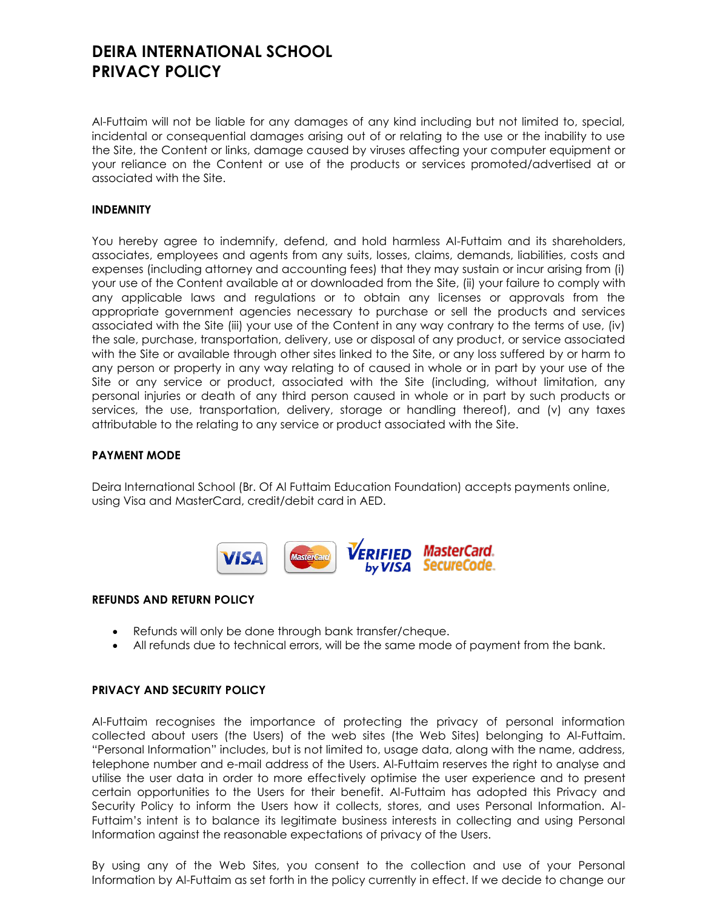# DEIRA INTERNATIONAL SCHOOL
# PRIVACY POLICY

Al-Futtaim will not be liable for any damages of any kind including but not limited to, special, incidental or consequential damages arising out of or relating to the use or the inability to use the Site, the Content or links, damage caused by viruses affecting your computer equipment or your reliance on the Content or use of the products or services promoted/advertised at or associated with the Site.

**INDEMNITY**

You hereby agree to indemnify, defend, and hold harmless Al-Futtaim and its shareholders, associates, employees and agents from any suits, losses, claims, demands, liabilities, costs and expenses (including attorney and accounting fees) that they may sustain or incur arising from (i) your use of the Content available at or downloaded from the Site, (ii) your failure to comply with any applicable laws and regulations or to obtain any licenses or approvals from the appropriate government agencies necessary to purchase or sell the products and services associated with the Site (iii) your use of the Content in any way contrary to the terms of use, (iv) the sale, purchase, transportation, delivery, use or disposal of any product, or service associated with the Site or available through other sites linked to the Site, or any loss suffered by or harm to any person or property in any way relating to of caused in whole or in part by your use of the Site or any service or product, associated with the Site (including, without limitation, any personal injuries or death of any third person caused in whole or in part by such products or services, the use, transportation, delivery, storage or handling thereof), and (v) any taxes attributable to the relating to any service or product associated with the Site.

**PAYMENT MODE**

Deira International School (Br. Of Al Futtaim Education Foundation) accepts payments online, using Visa and MasterCard, credit/debit card in AED.

**REFUNDS AND RETURN POLICY**

- Refunds will only be done through bank transfer/cheque.
- All refunds due to technical errors, will be the same mode of payment from the bank.

**PRIVACY AND SECURITY POLICY**

Al-Futtaim recognises the importance of protecting the privacy of personal information collected about users (the Users) of the web sites (the Web Sites) belonging to Al-Futtaim. "Personal Information" includes, but is not limited to, usage data, along with the name, address, telephone number and e-mail address of the Users. Al-Futtaim reserves the right to analyse and utilise the user data in order to more effectively optimise the user experience and to present certain opportunities to the Users for their benefit. Al-Futtaim has adopted this Privacy and Security Policy to inform the Users how it collects, stores, and uses Personal Information. Al-Futtaim's intent is to balance its legitimate business interests in collecting and using Personal Information against the reasonable expectations of privacy of the Users.

By using any of the Web Sites, you consent to the collection and use of your Personal Information by Al-Futtaim as set forth in the policy currently in effect. If we decide to change our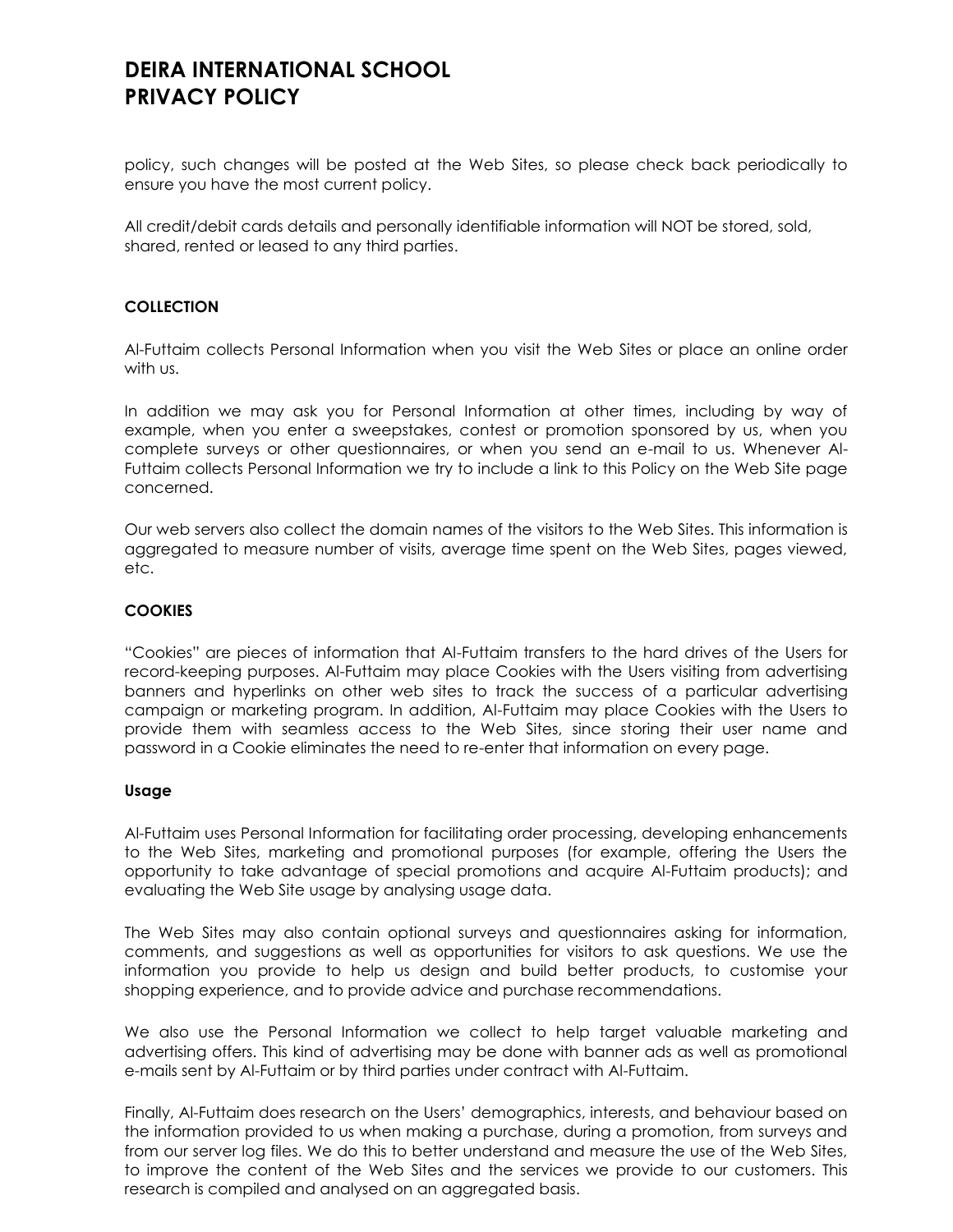policy, such changes will be posted at the Web Sites, so please check back periodically to ensure you have the most current policy.

All credit/debit cards details and personally identifiable information will NOT be stored, sold, shared, rented or leased to any third parties.

**COLLECTION**

Al-Futtaim collects Personal Information when you visit the Web Sites or place an online order with us.

In addition we may ask you for Personal Information at other times, including by way of example, when you enter a sweepstakes, contest or promotion sponsored by us, when you complete surveys or other questionnaires, or when you send an e-mail to us. Whenever Al-Futtaim collects Personal Information we try to include a link to this Policy on the Web Site page concerned.

Our web servers also collect the domain names of the visitors to the Web Sites. This information is aggregated to measure number of visits, average time spent on the Web Sites, pages viewed, etc.

**COOKIES**

"Cookies" are pieces of information that Al-Futtaim transfers to the hard drives of the Users for record-keeping purposes. Al-Futtaim may place Cookies with the Users visiting from advertising banners and hyperlinks on other web sites to track the success of a particular advertising campaign or marketing program. In addition, Al-Futtaim may place Cookies with the Users to provide them with seamless access to the Web Sites, since storing their user name and password in a Cookie eliminates the need to re-enter that information on every page.

**Usage**

Al-Futtaim uses Personal Information for facilitating order processing, developing enhancements to the Web Sites, marketing and promotional purposes (for example, offering the Users the opportunity to take advantage of special promotions and acquire Al-Futtaim products); and evaluating the Web Site usage by analysing usage data.

The Web Sites may also contain optional surveys and questionnaires asking for information, comments, and suggestions as well as opportunities for visitors to ask questions. We use the information you provide to help us design and build better products, to customise your shopping experience, and to provide advice and purchase recommendations.

We also use the Personal Information we collect to help target valuable marketing and advertising offers. This kind of advertising may be done with banner ads as well as promotional e-mails sent by Al-Futtaim or by third parties under contract with Al-Futtaim.

Finally, Al-Futtaim does research on the Users' demographics, interests, and behaviour based on the information provided to us when making a purchase, during a promotion, from surveys and from our server log files. We do this to better understand and measure the use of the Web Sites, to improve the content of the Web Sites and the services we provide to our customers. This research is compiled and analysed on an aggregated basis.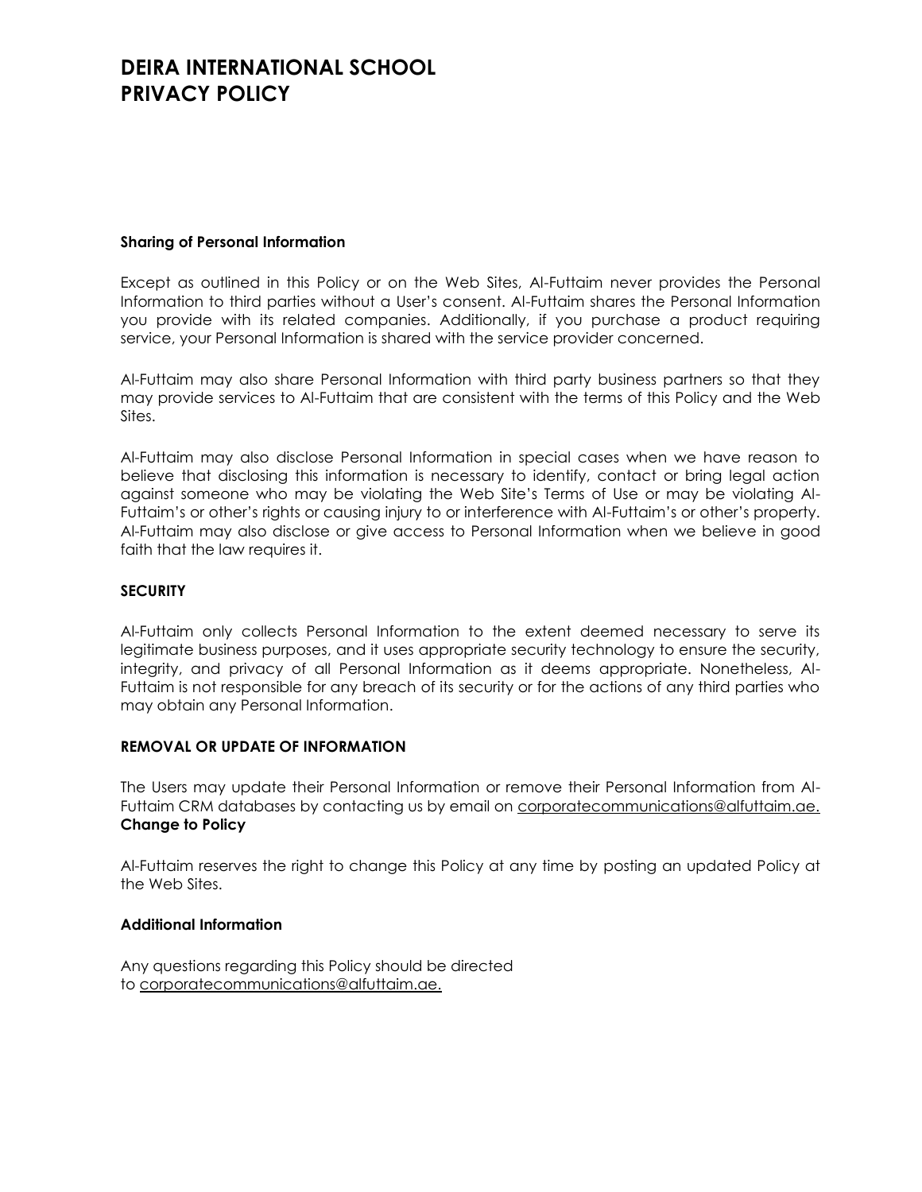# DEIRA INTERNATIONAL SCHOOL PRIVACY POLICY

**Sharing of Personal Information**

Except as outlined in this Policy or on the Web Sites, Al-Futtaim never provides the Personal Information to third parties without a User's consent. Al-Futtaim shares the Personal Information you provide with its related companies. Additionally, if you purchase a product requiring service, your Personal Information is shared with the service provider concerned.

Al-Futtaim may also share Personal Information with third party business partners so that they may provide services to Al-Futtaim that are consistent with the terms of this Policy and the Web Sites.

Al-Futtaim may also disclose Personal Information in special cases when we have reason to believe that disclosing this information is necessary to identify, contact or bring legal action against someone who may be violating the Web Site's Terms of Use or may be violating Al-Futtaim's or other's rights or causing injury to or interference with Al-Futtaim's or other's property. Al-Futtaim may also disclose or give access to Personal Information when we believe in good faith that the law requires it.

**SECURITY**

Al-Futtaim only collects Personal Information to the extent deemed necessary to serve its legitimate business purposes, and it uses appropriate security technology to ensure the security, integrity, and privacy of all Personal Information as it deems appropriate. Nonetheless, Al-Futtaim is not responsible for any breach of its security or for the actions of any third parties who may obtain any Personal Information.

**REMOVAL OR UPDATE OF INFORMATION**

The Users may update their Personal Information or remove their Personal Information from Al-Futtaim CRM databases by contacting us by email on corporatecommunications@alfuttaim.ae.

**Change to Policy**

Al-Futtaim reserves the right to change this Policy at any time by posting an updated Policy at the Web Sites.

**Additional Information**

Any questions regarding this Policy should be directed to corporatecommunications@alfuttaim.ae.